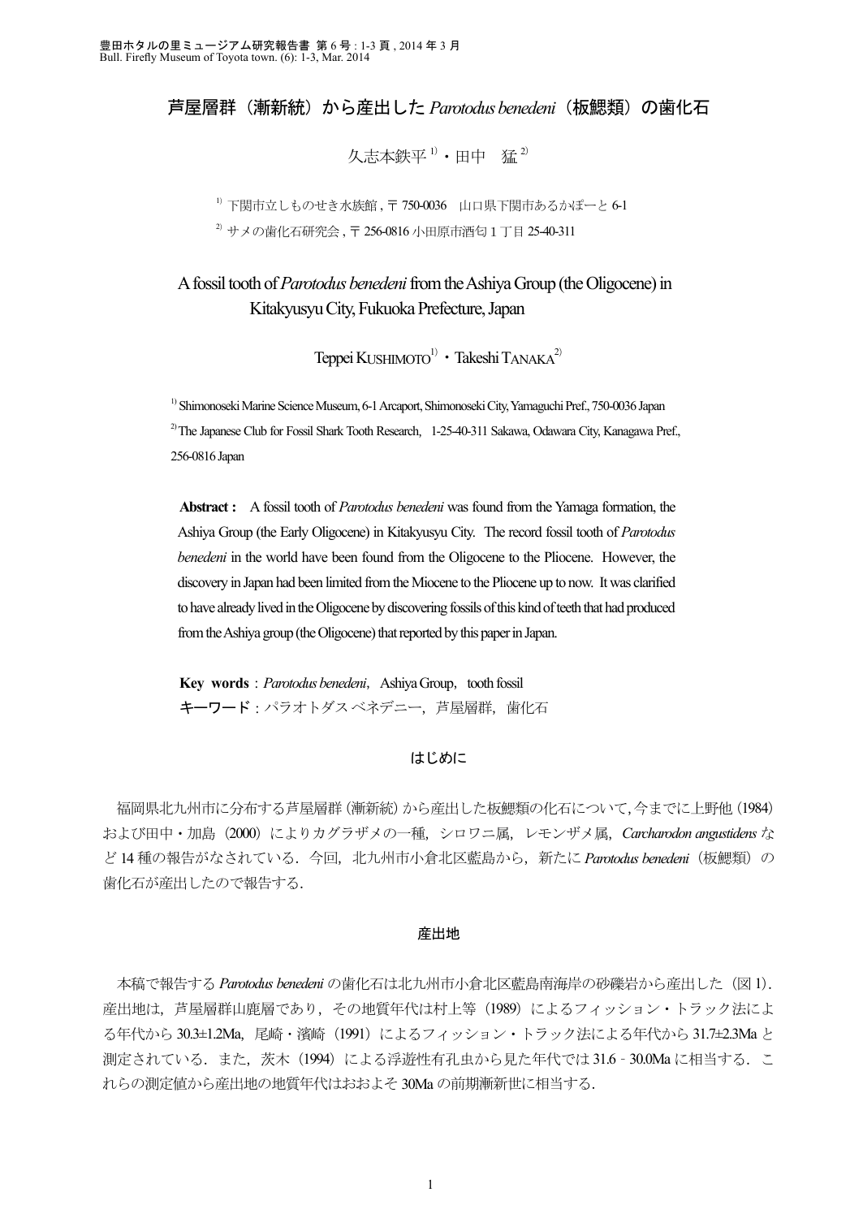# 芦屋層群（漸新統）から産出した *Parotodus benedeni*（板鰓類）の歯化石

久志本鉄平[1]・田中　猛[2]

[1] 下関市立しものせき水族館 , 〒 750-0036　山口県下関市あるかぽーと 6-1

[2] サメの歯化石研究会 , 〒 256-0816 小田原市酒匂 1 丁目 25-40-311

## A fossil tooth of *Parotodus benedeni* from the Ashiya Group (the Oligocene) in Kitakyusyu City, Fukuoka Prefecture, Japan

Teppei KUSHIMOTO[1]・Takeshi TANAKA[2]

[1] Shimonoseki Marine Science Museum, 6-1 Arcaport, Shimonoseki City, Yamaguchi Pref., 750-0036 Japan

[2] The Japanese Club for Fossil Shark Tooth Research,　1-25-40-311 Sakawa, Odawara City, Kanagawa Pref., 256-0816 Japan

**Abstract :**　A fossil tooth of *Parotodus benedeni* was found from the Yamaga formation, the Ashiya Group (the Early Oligocene) in Kitakyusyu City.　The record fossil tooth of *Parotodus benedeni* in the world have been found from the Oligocene to the Pliocene.　However, the discovery in Japan had been limited from the Miocene to the Pliocene up to now.　It was clarified to have already lived in the Oligocene by discovering fossils of this kind of teeth that had produced from the Ashiya group (the Oligocene) that reported by this paper in Japan.

**Key words**：*Parotodus benedeni*,　Ashiya Group,　tooth fossil

キーワード：パラオトダス ベネデニー，芦屋層群，歯化石

## はじめに

福岡県北九州市に分布する芦屋層群（漸新統）から産出した板鰓類の化石について，今までに上野他（1984）および田中・加島（2000）によりカグラザメの一種，シロワニ属，レモンザメ属，*Carcharodon angustidens* など 14 種の報告がなされている．今回，北九州市小倉北区藍島から，新たに *Parotodus benedeni*（板鰓類）の歯化石が産出したので報告する．

## 産出地

本稿で報告する *Parotodus benedeni* の歯化石は北九州市小倉北区藍島南海岸の砂礫岩から産出した（図 1）．産出地は，芦屋層群山鹿層であり，その地質年代は村上等（1989）によるフィッション・トラック法による年代から 30.3±1.2Ma，尾崎・濱崎（1991）によるフィッション・トラック法による年代から 31.7±2.3Ma と測定されている．また，茨木（1994）による浮遊性有孔虫から見た年代では 31.6‐30.0Ma に相当する．これらの測定値から産出地の地質年代はおおよそ 30Ma の前期漸新世に相当する．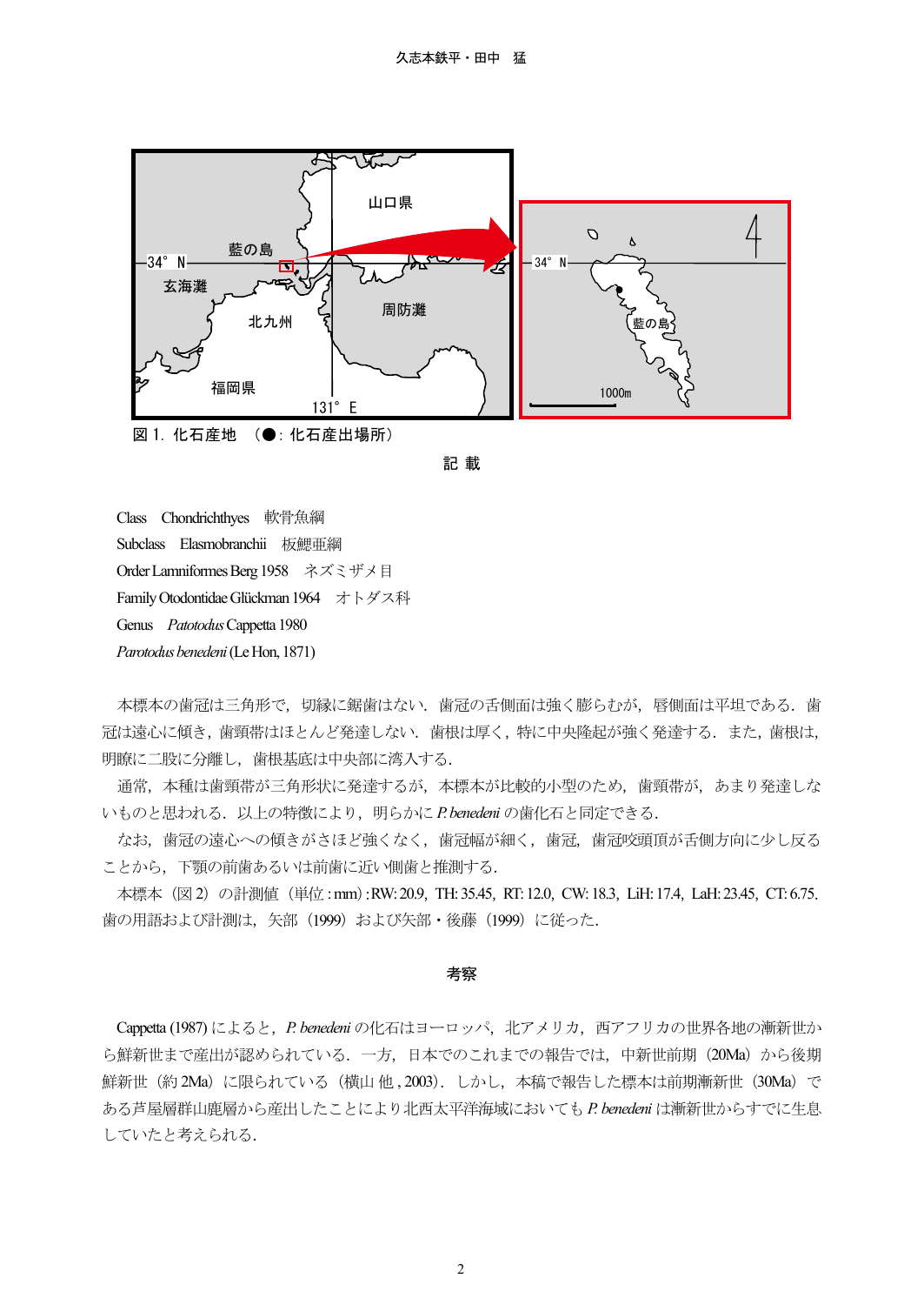図 1. 化石産地 （●: 化石産出場所）

## 記 載

Class　Chondrichthyes　軟骨魚綱
Subclass　Elasmobranchii　板鰓亜綱
Order Lamniformes Berg 1958　ネズミザメ目
Family Otodontidae Glückman 1964　オトダス科
Genus　*Patotodus* Cappetta 1980
*Parotodus benedeni* (Le Hon, 1871)

本標本の歯冠は三角形で，切縁に鋸歯はない．歯冠の舌側面は強く膨らむが，唇側面は平坦である．歯冠は遠心に傾き，歯頸帯はほとんど発達しない．歯根は厚く，特に中央隆起が強く発達する．また，歯根は，明瞭に二股に分離し，歯根基底は中央部に湾入する．

通常，本種は歯頸帯が三角形状に発達するが，本標本が比較的小型のため，歯頸帯が，あまり発達しないものと思われる．以上の特徴により，明らかに *P. benedeni* の歯化石と同定できる．

なお，歯冠の遠心への傾きがさほど強くなく，歯冠幅が細く，歯冠，歯冠咬頭頂が舌側方向に少し反ることから，下顎の前歯あるいは前歯に近い側歯と推測する．

本標本（図 2）の計測値（単位 : mm) : RW: 20.9，TH: 35.45，RT: 12.0，CW: 18.3，LiH: 17.4，LaH: 23.45，CT: 6.75．歯の用語および計測は，矢部（1999）および矢部・後藤（1999）に従った．

## 考察

Cappetta (1987) によると，*P. benedeni* の化石はヨーロッパ，北アメリカ，西アフリカの世界各地の漸新世から鮮新世まで産出が認められている．一方，日本でのこれまでの報告では，中新世前期（20Ma）から後期鮮新世（約 2Ma）に限られている（横山 他 , 2003）．しかし，本稿で報告した標本は前期漸新世（30Ma）である芦屋層群山鹿層から産出したことにより北西太平洋海域においても *P. benedeni* は漸新世からすでに生息していたと考えられる．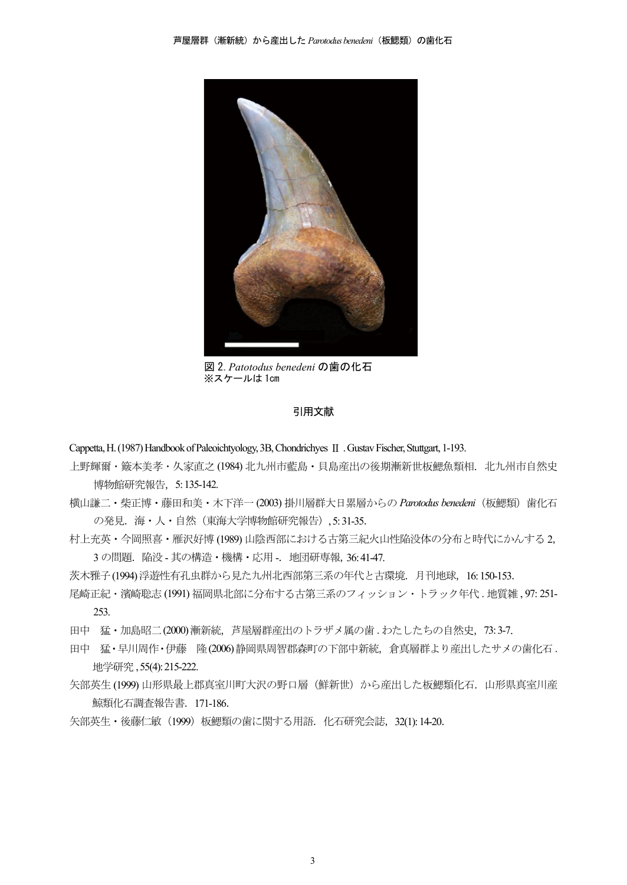図 2. *Patotodus benedeni* の歯の化石
※スケールは 1cm

## 引用文献

Cappetta, H. (1987) Handbook of Paleoichtyology, 3B, Chondrichyes Ⅱ. Gustav Fischer, Stuttgart, 1-193.

上野輝爾・籔本美孝・久家直之 (1984) 北九州市藍島・貝島産出の後期漸新世板鰓魚類相．北九州市自然史博物館研究報告，5: 135-142.

横山謙二・柴正博・藤田和美・木下洋一 (2003) 掛川層群大日累層からの *Parotodus benedeni*（板鰓類）歯化石の発見．海・人・自然（東海大学博物館研究報告）, 5: 31-35.

村上允英・今岡照喜・雁沢好博 (1989) 山陰西部における古第三紀火山性陥没体の分布と時代にかんする 2, 3 の問題．陥没 - 其の構造・機構・応用 -．地団研専報，36: 41-47.

茨木雅子 (1994) 浮遊性有孔虫群から見た九州北西部第三系の年代と古環境．月刊地球，16: 150-153.

尾崎正紀・濱崎聡志 (1991) 福岡県北部に分布する古第三系のフィッション・トラック年代 . 地質雑 , 97: 251-253.

田中　猛・加島昭二 (2000) 漸新統，芦屋層群産出のトラザメ属の歯 . わたしたちの自然史，73: 3-7.

田中　猛・早川周作・伊藤　隆 (2006) 静岡県周智郡森町の下部中新統，倉真層群より産出したサメの歯化石 . 地学研究 , 55(4): 215-222.

矢部英生 (1999) 山形県最上郡真室川町大沢の野口層（鮮新世）から産出した板鰓類化石．山形県真室川産鯨類化石調査報告書．171-186.

矢部英生・後藤仁敏（1999）板鰓類の歯に関する用語．化石研究会誌，32(1): 14-20.